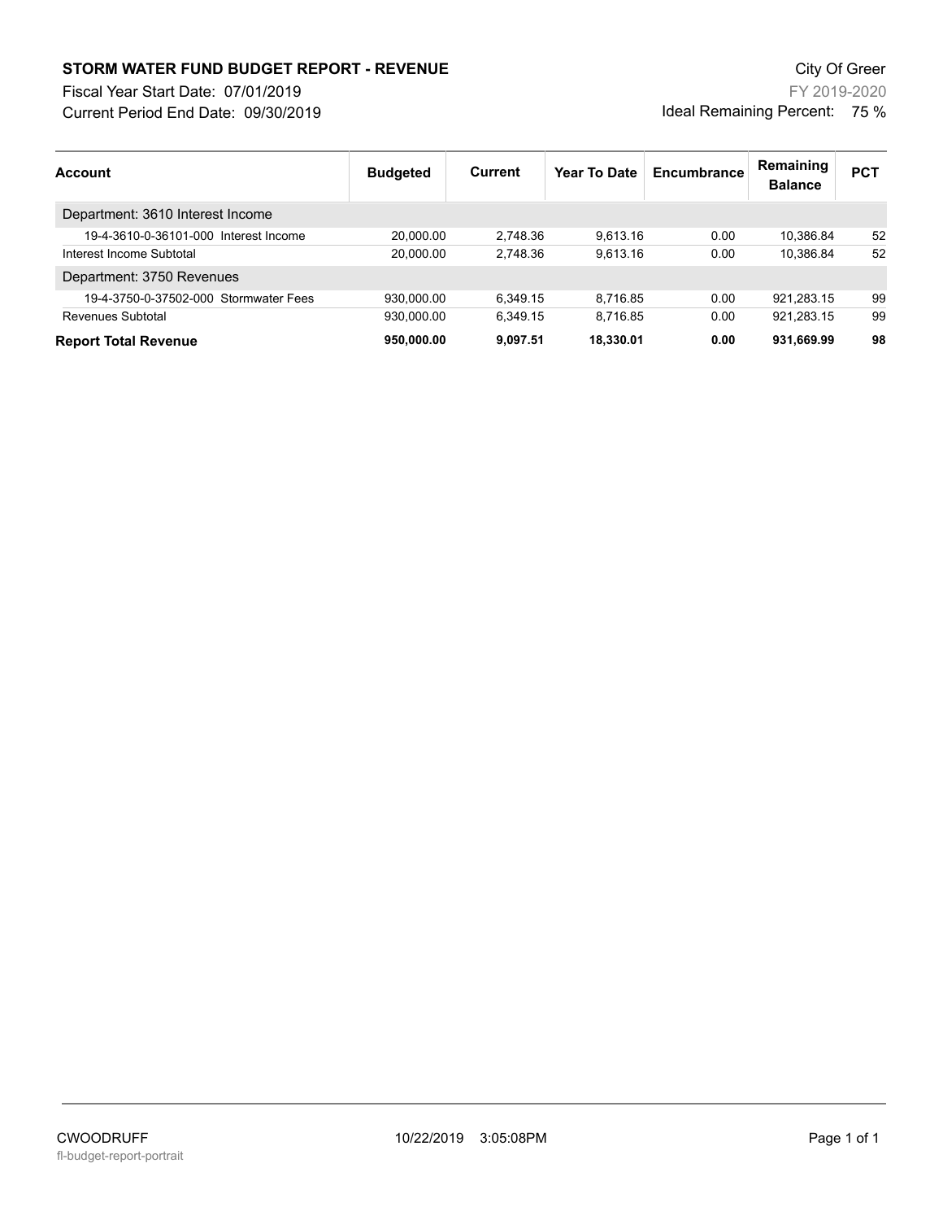# STORM WATER FUND BUDGET REPORT - REVENUE

City Of Greer

Fiscal Year Start Date: 07/01/2019

FY 2019-2020

Current Period End Date: 09/30/2019

Ideal Remaining Percent: 75 %

| Account | Budgeted | Current | Year To Date | Encumbrance | Remaining Balance | PCT |
|---|---|---|---|---|---|---|
| Department: 3610 Interest Income | | | | | | |
| 19-4-3610-0-36101-000 Interest Income | 20,000.00 | 2,748.36 | 9,613.16 | 0.00 | 10,386.84 | 52 |
| Interest Income Subtotal | 20,000.00 | 2,748.36 | 9,613.16 | 0.00 | 10,386.84 | 52 |
| Department: 3750 Revenues | | | | | | |
| 19-4-3750-0-37502-000 Stormwater Fees | 930,000.00 | 6,349.15 | 8,716.85 | 0.00 | 921,283.15 | 99 |
| Revenues Subtotal | 930,000.00 | 6,349.15 | 8,716.85 | 0.00 | 921,283.15 | 99 |
| **Report Total Revenue** | **950,000.00** | **9,097.51** | **18,330.01** | **0.00** | **931,669.99** | **98** |

CWOODRUFF 10/22/2019 3:05:08PM

fl-budget-report-portrait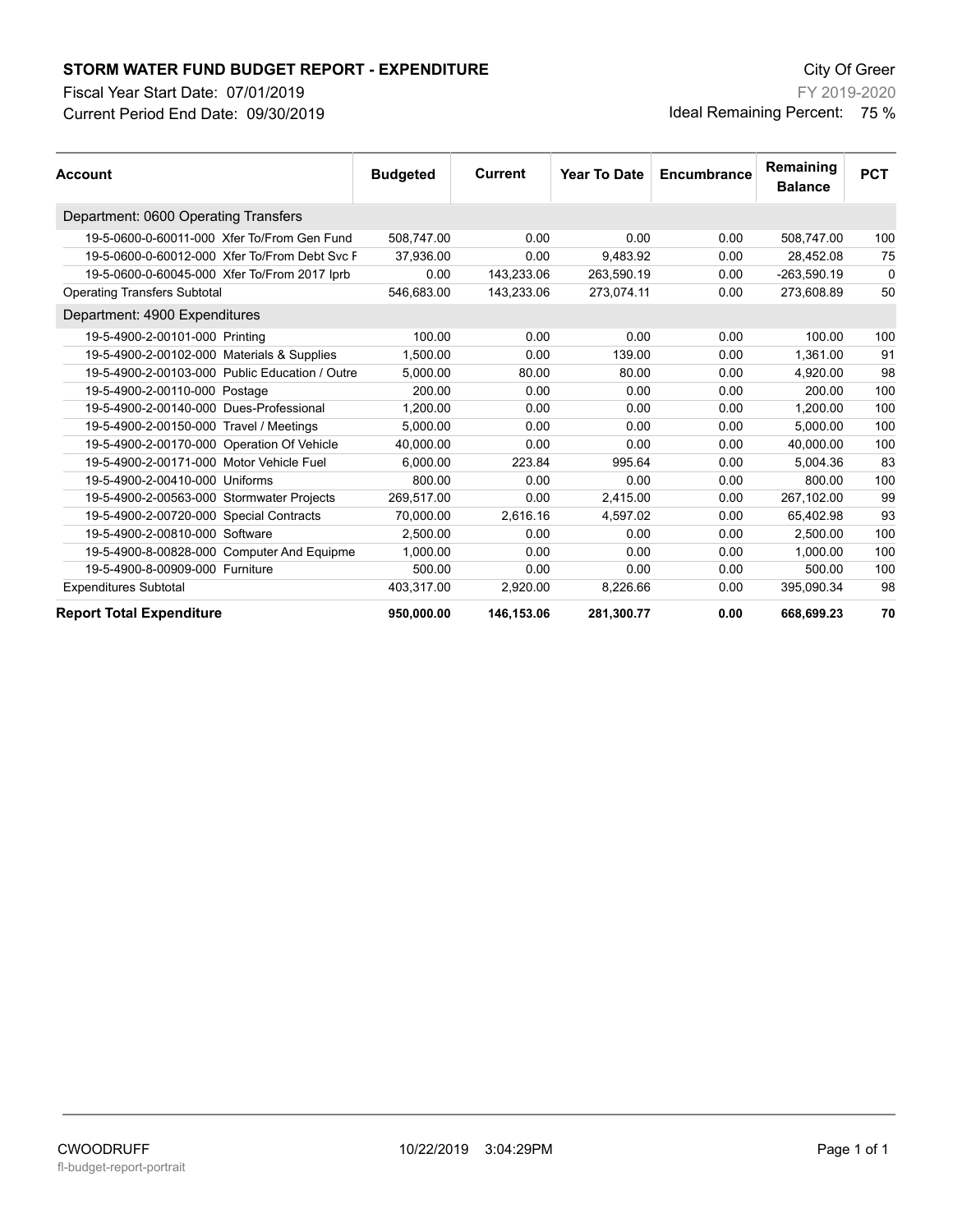**STORM WATER FUND BUDGET REPORT - EXPENDITURE**

City Of Greer

Fiscal Year Start Date: 07/01/2019

FY 2019-2020

Current Period End Date: 09/30/2019

Ideal Remaining Percent: 75 %

| Account | Budgeted | Current | Year To Date | Encumbrance | Remaining Balance | PCT |
|---|---|---|---|---|---|---|
| Department: 0600 Operating Transfers | | | | | | |
| 19-5-0600-0-60011-000 Xfer To/From Gen Fund | 508,747.00 | 0.00 | 0.00 | 0.00 | 508,747.00 | 100 |
| 19-5-0600-0-60012-000 Xfer To/From Debt Svc F | 37,936.00 | 0.00 | 9,483.92 | 0.00 | 28,452.08 | 75 |
| 19-5-0600-0-60045-000 Xfer To/From 2017 Iprb | 0.00 | 143,233.06 | 263,590.19 | 0.00 | -263,590.19 | 0 |
| Operating Transfers Subtotal | 546,683.00 | 143,233.06 | 273,074.11 | 0.00 | 273,608.89 | 50 |
| Department: 4900 Expenditures | | | | | | |
| 19-5-4900-2-00101-000 Printing | 100.00 | 0.00 | 0.00 | 0.00 | 100.00 | 100 |
| 19-5-4900-2-00102-000 Materials & Supplies | 1,500.00 | 0.00 | 139.00 | 0.00 | 1,361.00 | 91 |
| 19-5-4900-2-00103-000 Public Education / Outre | 5,000.00 | 80.00 | 80.00 | 0.00 | 4,920.00 | 98 |
| 19-5-4900-2-00110-000 Postage | 200.00 | 0.00 | 0.00 | 0.00 | 200.00 | 100 |
| 19-5-4900-2-00140-000 Dues-Professional | 1,200.00 | 0.00 | 0.00 | 0.00 | 1,200.00 | 100 |
| 19-5-4900-2-00150-000 Travel / Meetings | 5,000.00 | 0.00 | 0.00 | 0.00 | 5,000.00 | 100 |
| 19-5-4900-2-00170-000 Operation Of Vehicle | 40,000.00 | 0.00 | 0.00 | 0.00 | 40,000.00 | 100 |
| 19-5-4900-2-00171-000 Motor Vehicle Fuel | 6,000.00 | 223.84 | 995.64 | 0.00 | 5,004.36 | 83 |
| 19-5-4900-2-00410-000 Uniforms | 800.00 | 0.00 | 0.00 | 0.00 | 800.00 | 100 |
| 19-5-4900-2-00563-000 Stormwater Projects | 269,517.00 | 0.00 | 2,415.00 | 0.00 | 267,102.00 | 99 |
| 19-5-4900-2-00720-000 Special Contracts | 70,000.00 | 2,616.16 | 4,597.02 | 0.00 | 65,402.98 | 93 |
| 19-5-4900-2-00810-000 Software | 2,500.00 | 0.00 | 0.00 | 0.00 | 2,500.00 | 100 |
| 19-5-4900-8-00828-000 Computer And Equipme | 1,000.00 | 0.00 | 0.00 | 0.00 | 1,000.00 | 100 |
| 19-5-4900-8-00909-000 Furniture | 500.00 | 0.00 | 0.00 | 0.00 | 500.00 | 100 |
| Expenditures Subtotal | 403,317.00 | 2,920.00 | 8,226.66 | 0.00 | 395,090.34 | 98 |
| **Report Total Expenditure** | **950,000.00** | **146,153.06** | **281,300.77** | **0.00** | **668,699.23** | **70** |

CWOODRUFF 10/22/2019 3:04:29PM

fl-budget-report-portrait